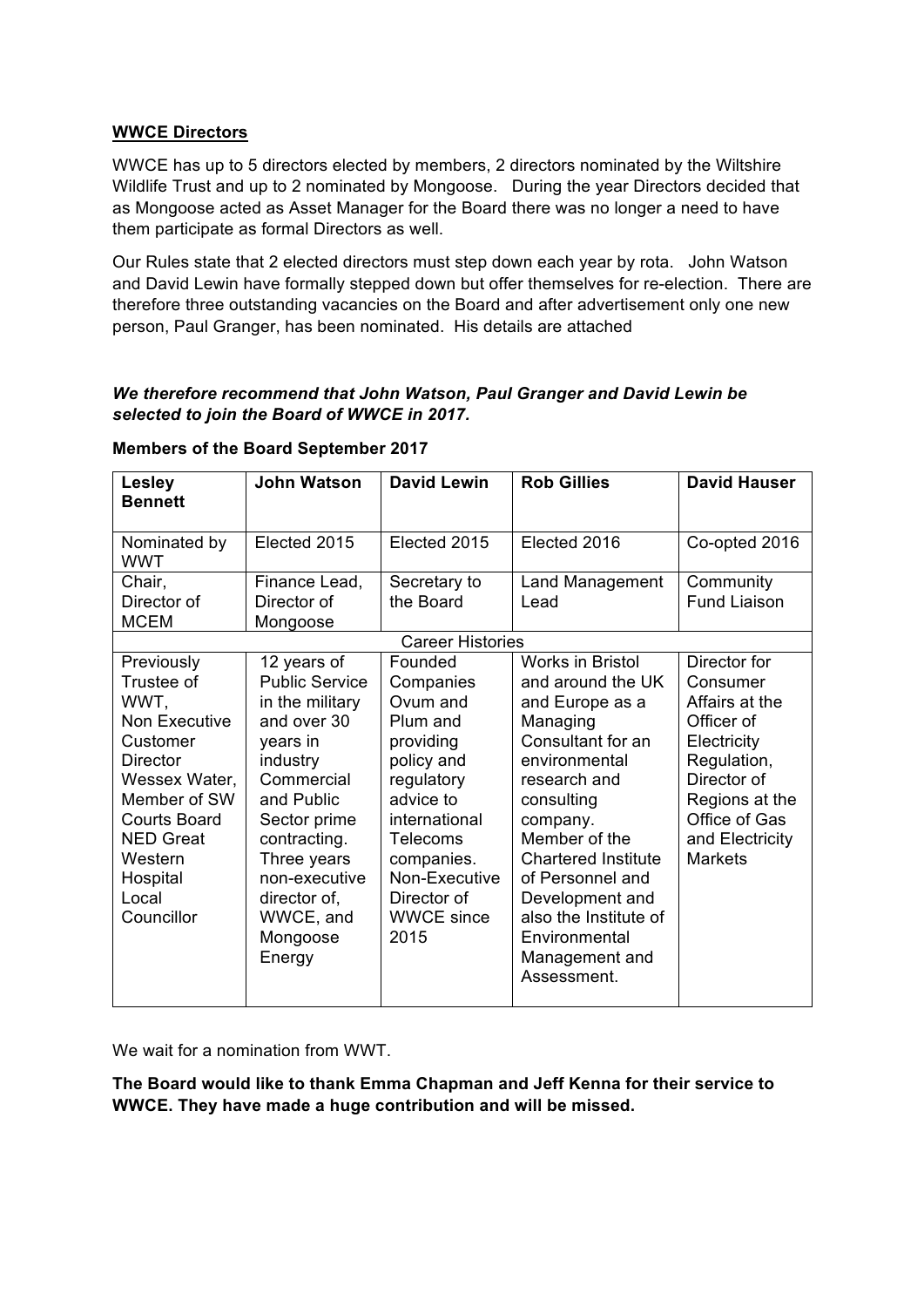**WWCE Directors**

WWCE has up to 5 directors elected by members, 2 directors nominated by the Wiltshire Wildlife Trust and up to 2 nominated by Mongoose. During the year Directors decided that as Mongoose acted as Asset Manager for the Board there was no longer a need to have them participate as formal Directors as well.

Our Rules state that 2 elected directors must step down each year by rota. John Watson and David Lewin have formally stepped down but offer themselves for re-election. There are therefore three outstanding vacancies on the Board and after advertisement only one new person, Paul Granger, has been nominated. His details are attached

***We therefore recommend that John Watson, Paul Granger and David Lewin be selected to join the Board of WWCE in 2017.***

**Members of the Board September 2017**

| **Lesley Bennett** | **John Watson** | **David Lewin** | **Rob Gillies** | **David Hauser** |
|---|---|---|---|---|
| Nominated by WWT | Elected 2015 | Elected 2015 | Elected 2016 | Co-opted 2016 |
| Chair, Director of MCEM | Finance Lead, Director of Mongoose | Secretary to the Board | Land Management Lead | Community Fund Liaison |
| Career Histories | | | | |
| Previously Trustee of WWT, Non Executive Customer Director Wessex Water, Member of SW Courts Board NED Great Western Hospital Local Councillor | 12 years of Public Service in the military and over 30 years in industry Commercial and Public Sector prime contracting. Three years non-executive director of, WWCE, and Mongoose Energy | Founded Companies Ovum and Plum and providing policy and regulatory advice to international Telecoms companies. Non-Executive Director of WWCE since 2015 | Works in Bristol and around the UK and Europe as a Managing Consultant for an environmental research and consulting company. Member of the Chartered Institute of Personnel and Development and also the Institute of Environmental Management and Assessment. | Director for Consumer Affairs at the Officer of Electricity Regulation, Director of Regions at the Office of Gas and Electricity Markets |

We wait for a nomination from WWT.

**The Board would like to thank Emma Chapman and Jeff Kenna for their service to WWCE. They have made a huge contribution and will be missed.**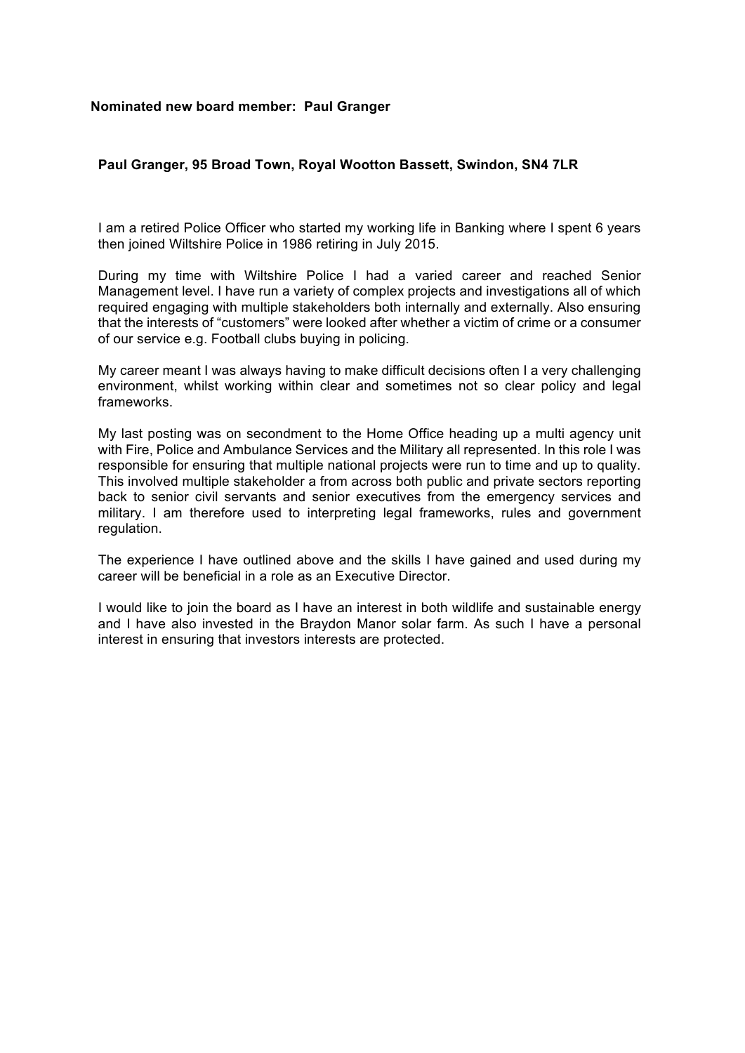**Nominated new board member: Paul Granger**

**Paul Granger, 95 Broad Town, Royal Wootton Bassett, Swindon, SN4 7LR**

I am a retired Police Officer who started my working life in Banking where I spent 6 years then joined Wiltshire Police in 1986 retiring in July 2015.

During my time with Wiltshire Police I had a varied career and reached Senior Management level. I have run a variety of complex projects and investigations all of which required engaging with multiple stakeholders both internally and externally. Also ensuring that the interests of "customers" were looked after whether a victim of crime or a consumer of our service e.g. Football clubs buying in policing.

My career meant I was always having to make difficult decisions often I a very challenging environment, whilst working within clear and sometimes not so clear policy and legal frameworks.

My last posting was on secondment to the Home Office heading up a multi agency unit with Fire, Police and Ambulance Services and the Military all represented. In this role I was responsible for ensuring that multiple national projects were run to time and up to quality. This involved multiple stakeholder a from across both public and private sectors reporting back to senior civil servants and senior executives from the emergency services and military. I am therefore used to interpreting legal frameworks, rules and government regulation.

The experience I have outlined above and the skills I have gained and used during my career will be beneficial in a role as an Executive Director.

I would like to join the board as I have an interest in both wildlife and sustainable energy and I have also invested in the Braydon Manor solar farm. As such I have a personal interest in ensuring that investors interests are protected.